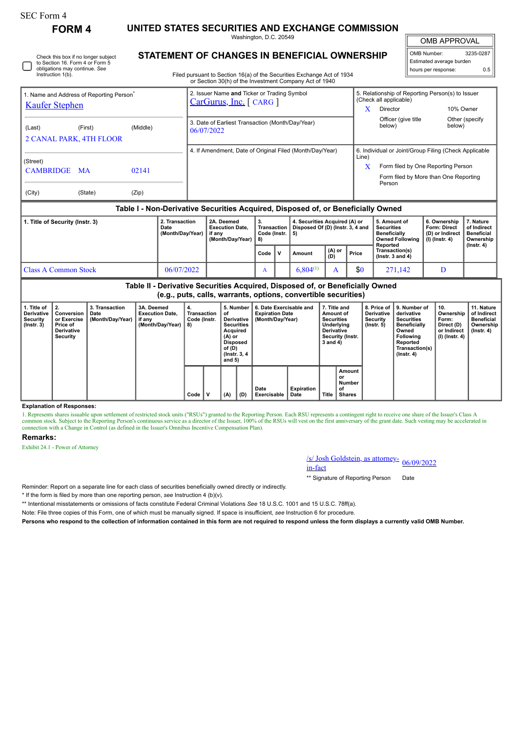SEC Form 4

**FORM 4**

# UNITED STATES SECURITIES AND EXCHANGE COMMISSION

Washington, D.C. 20549

## STATEMENT OF CHANGES IN BENEFICIAL OWNERSHIP

Filed pursuant to Section 16(a) of the Securities Exchange Act of 1934 or Section 30(h) of the Investment Company Act of 1940

| OMB APPROVAL | |
|---|---|
| OMB Number: | 3235-0287 |
| Estimated average burden hours per response: | 0.5 |

☐ Check this box if no longer subject to Section 16. Form 4 or Form 5 obligations may continue. *See* Instruction 1(b).

| 1. Name and Address of Reporting Person* | 2. Issuer Name **and** Ticker or Trading Symbol | 5. Relationship of Reporting Person(s) to Issuer (Check all applicable) |
|---|---|---|
| Kaufer Stephen | CarGurus, Inc. [ CARG ] | X Director / 10% Owner / Officer (give title below) / Other (specify below) |
| (Last) (First) (Middle) 2 CANAL PARK, 4TH FLOOR | 3. Date of Earliest Transaction (Month/Day/Year) 06/07/2022 | |
| (Street) CAMBRIDGE MA 02141 (City) (State) (Zip) | 4. If Amendment, Date of Original Filed (Month/Day/Year) | 6. Individual or Joint/Group Filing (Check Applicable Line) X Form filed by One Reporting Person / Form filed by More than One Reporting Person |

### Table I - Non-Derivative Securities Acquired, Disposed of, or Beneficially Owned

| 1. Title of Security (Instr. 3) | 2. Transaction Date (Month/Day/Year) | 2A. Deemed Execution Date, if any (Month/Day/Year) | 3. Transaction Code (Instr. 8) | | 4. Securities Acquired (A) or Disposed Of (D) (Instr. 3, 4 and 5) | | | 5. Amount of Securities Beneficially Owned Following Reported Transaction(s) (Instr. 3 and 4) | 6. Ownership Form: Direct (D) or Indirect (I) (Instr. 4) | 7. Nature of Indirect Beneficial Ownership (Instr. 4) |
|---|---|---|---|---|---|---|---|---|---|---|
| | | | Code | V | Amount | (A) or (D) | Price | | | |
| Class A Common Stock | 06/07/2022 | | A | | 6,804[(1)] | A | $0 | 271,142 | D | |

### Table II - Derivative Securities Acquired, Disposed of, or Beneficially Owned (e.g., puts, calls, warrants, options, convertible securities)

| 1. Title of Derivative Security (Instr. 3) | 2. Conversion or Exercise Price of Derivative Security | 3. Transaction Date (Month/Day/Year) | 3A. Deemed Execution Date, if any (Month/Day/Year) | 4. Transaction Code (Instr. 8) | | 5. Number of Derivative Securities Acquired (A) or Disposed of (D) (Instr. 3, 4 and 5) | | 6. Date Exercisable and Expiration Date (Month/Day/Year) | | 7. Title and Amount of Securities Underlying Derivative Security (Instr. 3 and 4) | | 8. Price of Derivative Security (Instr. 5) | 9. Number of derivative Securities Beneficially Owned Following Reported Transaction(s) (Instr. 4) | 10. Ownership Form: Direct (D) or Indirect (I) (Instr. 4) | 11. Nature of Indirect Beneficial Ownership (Instr. 4) |
|---|---|---|---|---|---|---|---|---|---|---|---|---|---|---|---|
| | | | | Code | V | (A) | (D) | Date Exercisable | Expiration Date | Title | Amount or Number of Shares | | | | |

**Explanation of Responses:**

1. Represents shares issuable upon settlement of restricted stock units ("RSUs") granted to the Reporting Person. Each RSU represents a contingent right to receive one share of the Issuer's Class A common stock. Subject to the Reporting Person's continuous service as a director of the Issuer, 100% of the RSUs will vest on the first anniversary of the grant date. Such vesting may be accelerated in connection with a Change in Control (as defined in the Issuer's Omnibus Incentive Compensation Plan).

**Remarks:**

Exhibit 24.1 - Power of Attorney

/s/ Josh Goldstein, as attorney-in-fact 06/09/2022

** Signature of Reporting Person Date

Reminder: Report on a separate line for each class of securities beneficially owned directly or indirectly.

\* If the form is filed by more than one reporting person, *see* Instruction 4 (b)(v).

** Intentional misstatements or omissions of facts constitute Federal Criminal Violations *See* 18 U.S.C. 1001 and 15 U.S.C. 78ff(a).

Note: File three copies of this Form, one of which must be manually signed. If space is insufficient, *see* Instruction 6 for procedure.

**Persons who respond to the collection of information contained in this form are not required to respond unless the form displays a currently valid OMB Number.**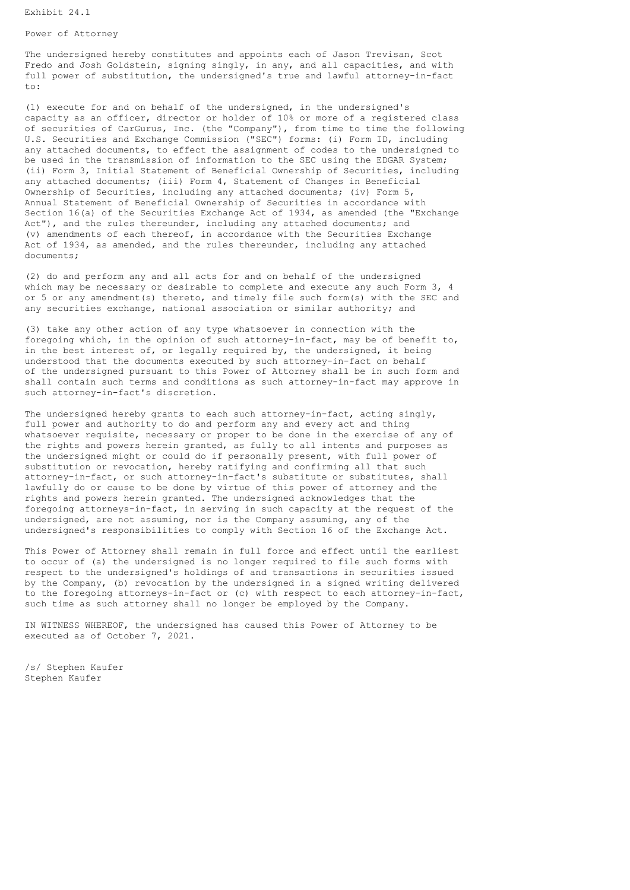Exhibit 24.1

# Power of Attorney

The undersigned hereby constitutes and appoints each of Jason Trevisan, Scot Fredo and Josh Goldstein, signing singly, in any, and all capacities, and with full power of substitution, the undersigned's true and lawful attorney-in-fact to:

(1) execute for and on behalf of the undersigned, in the undersigned's capacity as an officer, director or holder of 10% or more of a registered class of securities of CarGurus, Inc. (the "Company"), from time to time the following U.S. Securities and Exchange Commission ("SEC") forms: (i) Form ID, including any attached documents, to effect the assignment of codes to the undersigned to be used in the transmission of information to the SEC using the EDGAR System; (ii) Form 3, Initial Statement of Beneficial Ownership of Securities, including any attached documents; (iii) Form 4, Statement of Changes in Beneficial Ownership of Securities, including any attached documents; (iv) Form 5, Annual Statement of Beneficial Ownership of Securities in accordance with Section 16(a) of the Securities Exchange Act of 1934, as amended (the "Exchange Act"), and the rules thereunder, including any attached documents; and (v) amendments of each thereof, in accordance with the Securities Exchange Act of 1934, as amended, and the rules thereunder, including any attached documents;

(2) do and perform any and all acts for and on behalf of the undersigned which may be necessary or desirable to complete and execute any such Form 3, 4 or 5 or any amendment(s) thereto, and timely file such form(s) with the SEC and any securities exchange, national association or similar authority; and

(3) take any other action of any type whatsoever in connection with the foregoing which, in the opinion of such attorney-in-fact, may be of benefit to, in the best interest of, or legally required by, the undersigned, it being understood that the documents executed by such attorney-in-fact on behalf of the undersigned pursuant to this Power of Attorney shall be in such form and shall contain such terms and conditions as such attorney-in-fact may approve in such attorney-in-fact's discretion.

The undersigned hereby grants to each such attorney-in-fact, acting singly, full power and authority to do and perform any and every act and thing whatsoever requisite, necessary or proper to be done in the exercise of any of the rights and powers herein granted, as fully to all intents and purposes as the undersigned might or could do if personally present, with full power of substitution or revocation, hereby ratifying and confirming all that such attorney-in-fact, or such attorney-in-fact's substitute or substitutes, shall lawfully do or cause to be done by virtue of this power of attorney and the rights and powers herein granted. The undersigned acknowledges that the foregoing attorneys-in-fact, in serving in such capacity at the request of the undersigned, are not assuming, nor is the Company assuming, any of the undersigned's responsibilities to comply with Section 16 of the Exchange Act.

This Power of Attorney shall remain in full force and effect until the earliest to occur of (a) the undersigned is no longer required to file such forms with respect to the undersigned's holdings of and transactions in securities issued by the Company, (b) revocation by the undersigned in a signed writing delivered to the foregoing attorneys-in-fact or (c) with respect to each attorney-in-fact, such time as such attorney shall no longer be employed by the Company.

IN WITNESS WHEREOF, the undersigned has caused this Power of Attorney to be executed as of October 7, 2021.

/s/ Stephen Kaufer
Stephen Kaufer